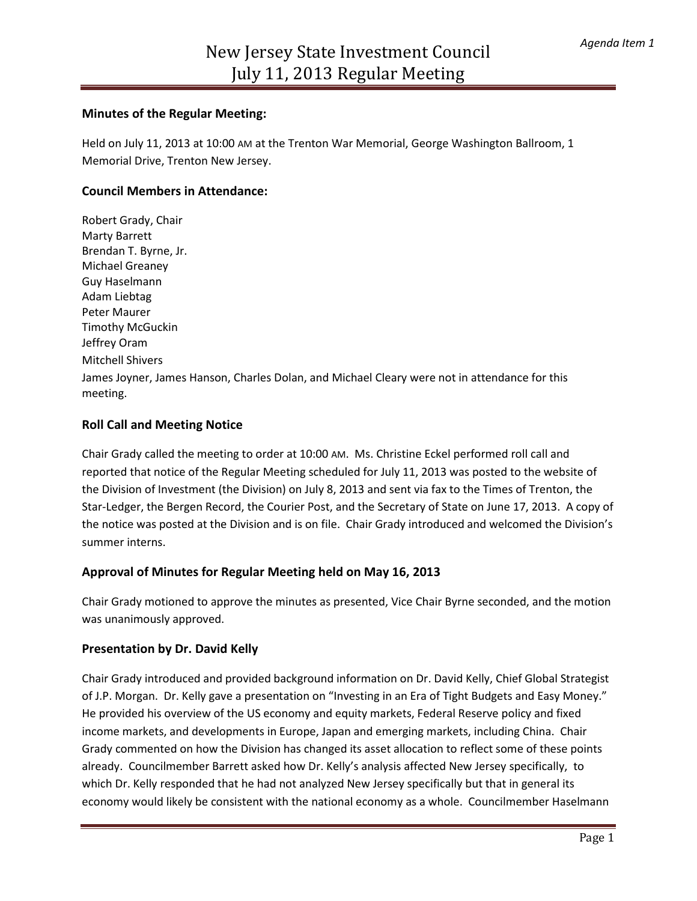*Agenda Item 1*

# New Jersey State Investment Council
# July 11, 2013 Regular Meeting

### Minutes of the Regular Meeting:

Held on July 11, 2013 at 10:00 AM at the Trenton War Memorial, George Washington Ballroom, 1 Memorial Drive, Trenton New Jersey.

### Council Members in Attendance:

Robert Grady, Chair
Marty Barrett
Brendan T. Byrne, Jr.
Michael Greaney
Guy Haselmann
Adam Liebtag
Peter Maurer
Timothy McGuckin
Jeffrey Oram
Mitchell Shivers
James Joyner, James Hanson, Charles Dolan, and Michael Cleary were not in attendance for this meeting.

## Roll Call and Meeting Notice

Chair Grady called the meeting to order at 10:00 AM. Ms. Christine Eckel performed roll call and reported that notice of the Regular Meeting scheduled for July 11, 2013 was posted to the website of the Division of Investment (the Division) on July 8, 2013 and sent via fax to the Times of Trenton, the Star-Ledger, the Bergen Record, the Courier Post, and the Secretary of State on June 17, 2013. A copy of the notice was posted at the Division and is on file. Chair Grady introduced and welcomed the Division's summer interns.

## Approval of Minutes for Regular Meeting held on May 16, 2013

Chair Grady motioned to approve the minutes as presented, Vice Chair Byrne seconded, and the motion was unanimously approved.

## Presentation by Dr. David Kelly

Chair Grady introduced and provided background information on Dr. David Kelly, Chief Global Strategist of J.P. Morgan. Dr. Kelly gave a presentation on "Investing in an Era of Tight Budgets and Easy Money." He provided his overview of the US economy and equity markets, Federal Reserve policy and fixed income markets, and developments in Europe, Japan and emerging markets, including China. Chair Grady commented on how the Division has changed its asset allocation to reflect some of these points already. Councilmember Barrett asked how Dr. Kelly's analysis affected New Jersey specifically, to which Dr. Kelly responded that he had not analyzed New Jersey specifically but that in general its economy would likely be consistent with the national economy as a whole. Councilmember Haselmann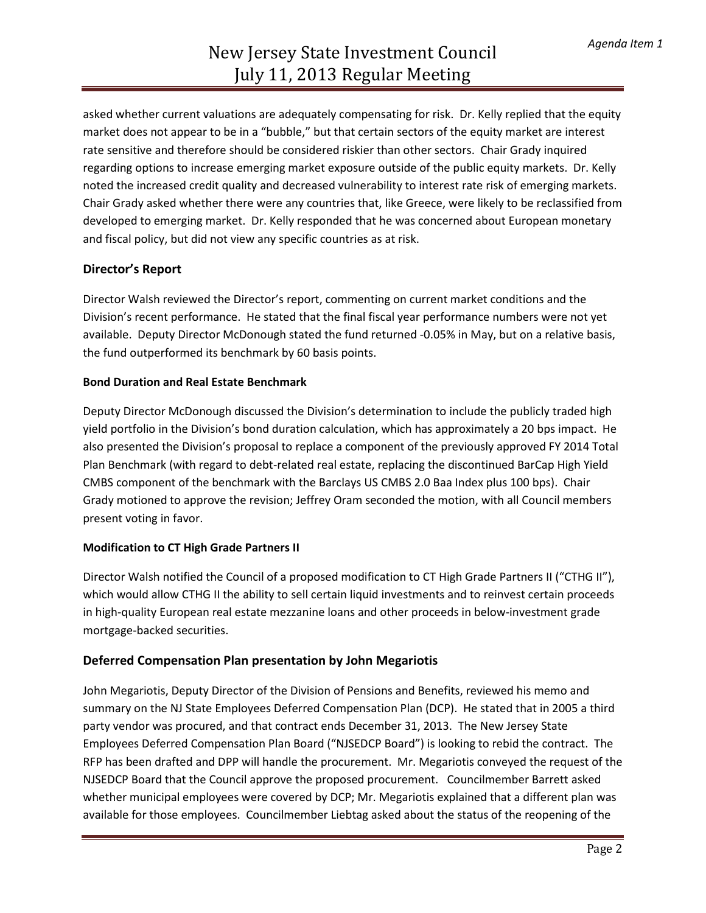asked whether current valuations are adequately compensating for risk. Dr. Kelly replied that the equity market does not appear to be in a "bubble," but that certain sectors of the equity market are interest rate sensitive and therefore should be considered riskier than other sectors. Chair Grady inquired regarding options to increase emerging market exposure outside of the public equity markets. Dr. Kelly noted the increased credit quality and decreased vulnerability to interest rate risk of emerging markets. Chair Grady asked whether there were any countries that, like Greece, were likely to be reclassified from developed to emerging market. Dr. Kelly responded that he was concerned about European monetary and fiscal policy, but did not view any specific countries as at risk.

## Director's Report

Director Walsh reviewed the Director's report, commenting on current market conditions and the Division's recent performance. He stated that the final fiscal year performance numbers were not yet available. Deputy Director McDonough stated the fund returned -0.05% in May, but on a relative basis, the fund outperformed its benchmark by 60 basis points.

### Bond Duration and Real Estate Benchmark

Deputy Director McDonough discussed the Division's determination to include the publicly traded high yield portfolio in the Division's bond duration calculation, which has approximately a 20 bps impact. He also presented the Division's proposal to replace a component of the previously approved FY 2014 Total Plan Benchmark (with regard to debt-related real estate, replacing the discontinued BarCap High Yield CMBS component of the benchmark with the Barclays US CMBS 2.0 Baa Index plus 100 bps). Chair Grady motioned to approve the revision; Jeffrey Oram seconded the motion, with all Council members present voting in favor.

### Modification to CT High Grade Partners II

Director Walsh notified the Council of a proposed modification to CT High Grade Partners II ("CTHG II"), which would allow CTHG II the ability to sell certain liquid investments and to reinvest certain proceeds in high-quality European real estate mezzanine loans and other proceeds in below-investment grade mortgage-backed securities.

## Deferred Compensation Plan presentation by John Megariotis

John Megariotis, Deputy Director of the Division of Pensions and Benefits, reviewed his memo and summary on the NJ State Employees Deferred Compensation Plan (DCP). He stated that in 2005 a third party vendor was procured, and that contract ends December 31, 2013. The New Jersey State Employees Deferred Compensation Plan Board ("NJSEDCP Board") is looking to rebid the contract. The RFP has been drafted and DPP will handle the procurement. Mr. Megariotis conveyed the request of the NJSEDCP Board that the Council approve the proposed procurement. Councilmember Barrett asked whether municipal employees were covered by DCP; Mr. Megariotis explained that a different plan was available for those employees. Councilmember Liebtag asked about the status of the reopening of the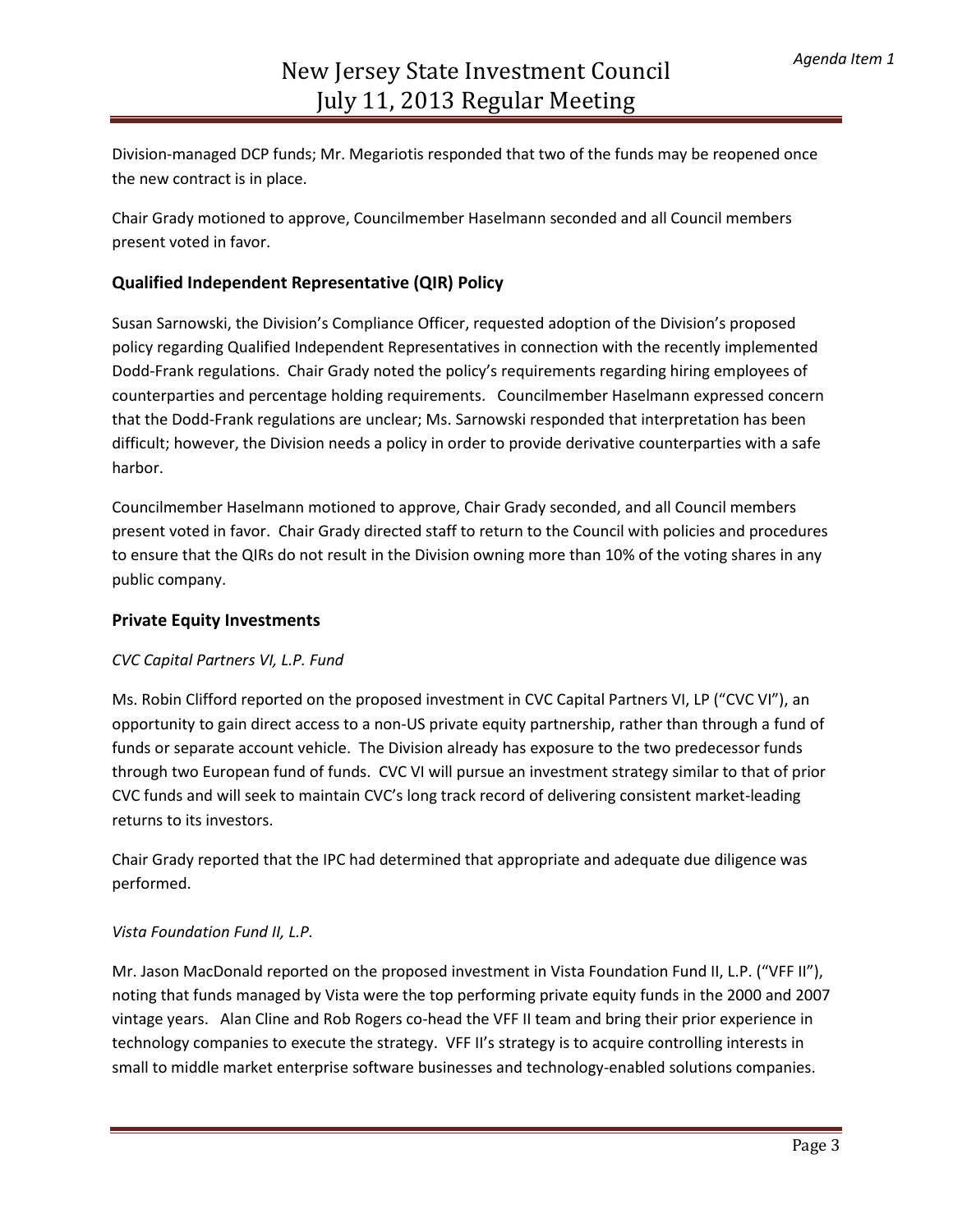Division-managed DCP funds; Mr. Megariotis responded that two of the funds may be reopened once the new contract is in place.

Chair Grady motioned to approve, Councilmember Haselmann seconded and all Council members present voted in favor.

## Qualified Independent Representative (QIR) Policy

Susan Sarnowski, the Division's Compliance Officer, requested adoption of the Division's proposed policy regarding Qualified Independent Representatives in connection with the recently implemented Dodd-Frank regulations. Chair Grady noted the policy's requirements regarding hiring employees of counterparties and percentage holding requirements. Councilmember Haselmann expressed concern that the Dodd-Frank regulations are unclear; Ms. Sarnowski responded that interpretation has been difficult; however, the Division needs a policy in order to provide derivative counterparties with a safe harbor.

Councilmember Haselmann motioned to approve, Chair Grady seconded, and all Council members present voted in favor. Chair Grady directed staff to return to the Council with policies and procedures to ensure that the QIRs do not result in the Division owning more than 10% of the voting shares in any public company.

## Private Equity Investments

### *CVC Capital Partners VI, L.P. Fund*

Ms. Robin Clifford reported on the proposed investment in CVC Capital Partners VI, LP ("CVC VI"), an opportunity to gain direct access to a non-US private equity partnership, rather than through a fund of funds or separate account vehicle. The Division already has exposure to the two predecessor funds through two European fund of funds. CVC VI will pursue an investment strategy similar to that of prior CVC funds and will seek to maintain CVC's long track record of delivering consistent market-leading returns to its investors.

Chair Grady reported that the IPC had determined that appropriate and adequate due diligence was performed.

### *Vista Foundation Fund II, L.P.*

Mr. Jason MacDonald reported on the proposed investment in Vista Foundation Fund II, L.P. ("VFF II"), noting that funds managed by Vista were the top performing private equity funds in the 2000 and 2007 vintage years. Alan Cline and Rob Rogers co-head the VFF II team and bring their prior experience in technology companies to execute the strategy. VFF II's strategy is to acquire controlling interests in small to middle market enterprise software businesses and technology-enabled solutions companies.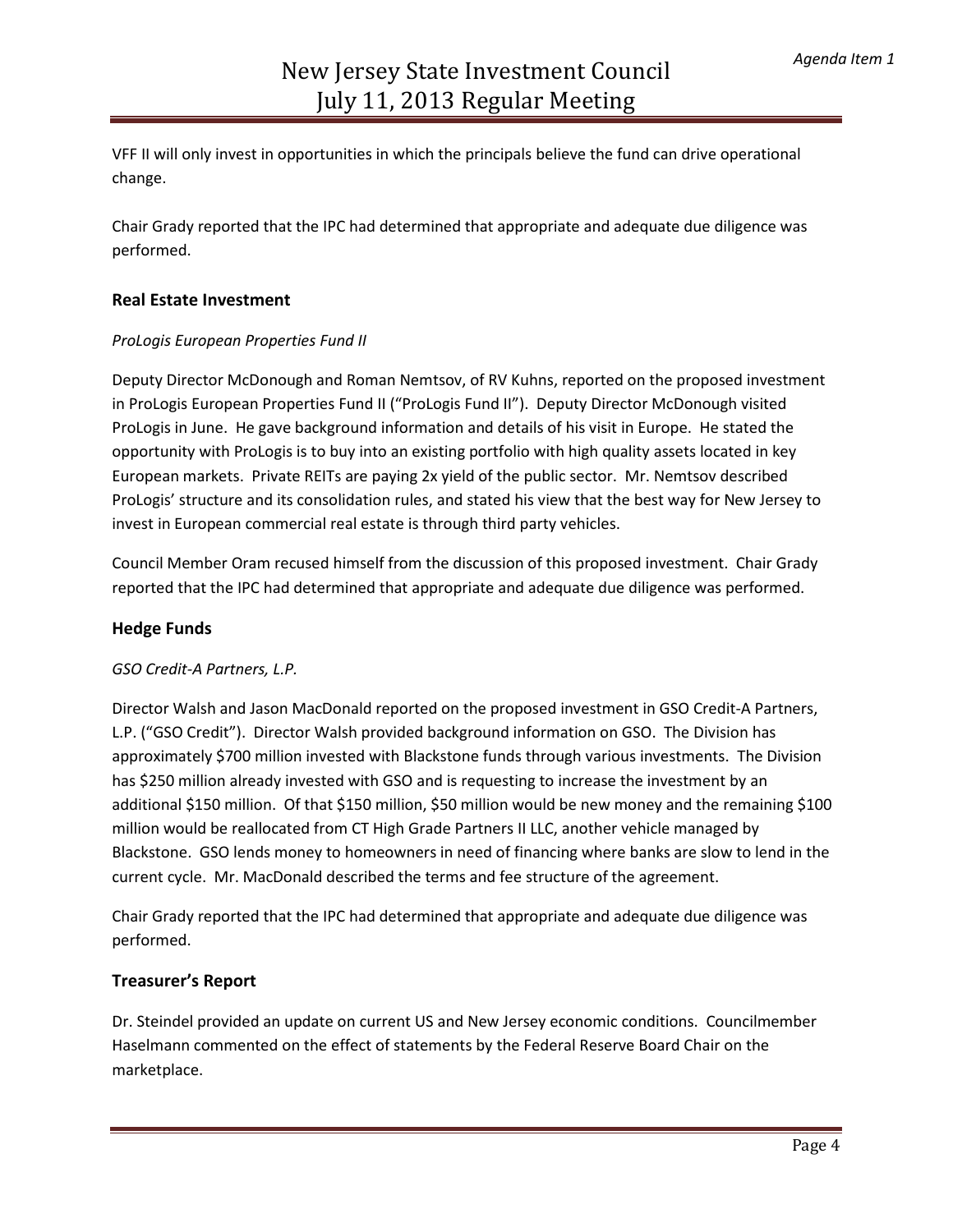VFF II will only invest in opportunities in which the principals believe the fund can drive operational change.

Chair Grady reported that the IPC had determined that appropriate and adequate due diligence was performed.

## Real Estate Investment

*ProLogis European Properties Fund II*

Deputy Director McDonough and Roman Nemtsov, of RV Kuhns, reported on the proposed investment in ProLogis European Properties Fund II ("ProLogis Fund II"). Deputy Director McDonough visited ProLogis in June. He gave background information and details of his visit in Europe. He stated the opportunity with ProLogis is to buy into an existing portfolio with high quality assets located in key European markets. Private REITs are paying 2x yield of the public sector. Mr. Nemtsov described ProLogis' structure and its consolidation rules, and stated his view that the best way for New Jersey to invest in European commercial real estate is through third party vehicles.

Council Member Oram recused himself from the discussion of this proposed investment. Chair Grady reported that the IPC had determined that appropriate and adequate due diligence was performed.

## Hedge Funds

*GSO Credit-A Partners, L.P.*

Director Walsh and Jason MacDonald reported on the proposed investment in GSO Credit-A Partners, L.P. ("GSO Credit"). Director Walsh provided background information on GSO. The Division has approximately $700 million invested with Blackstone funds through various investments. The Division has $250 million already invested with GSO and is requesting to increase the investment by an additional $150 million. Of that $150 million, $50 million would be new money and the remaining $100 million would be reallocated from CT High Grade Partners II LLC, another vehicle managed by Blackstone. GSO lends money to homeowners in need of financing where banks are slow to lend in the current cycle. Mr. MacDonald described the terms and fee structure of the agreement.

Chair Grady reported that the IPC had determined that appropriate and adequate due diligence was performed.

## Treasurer's Report

Dr. Steindel provided an update on current US and New Jersey economic conditions. Councilmember Haselmann commented on the effect of statements by the Federal Reserve Board Chair on the marketplace.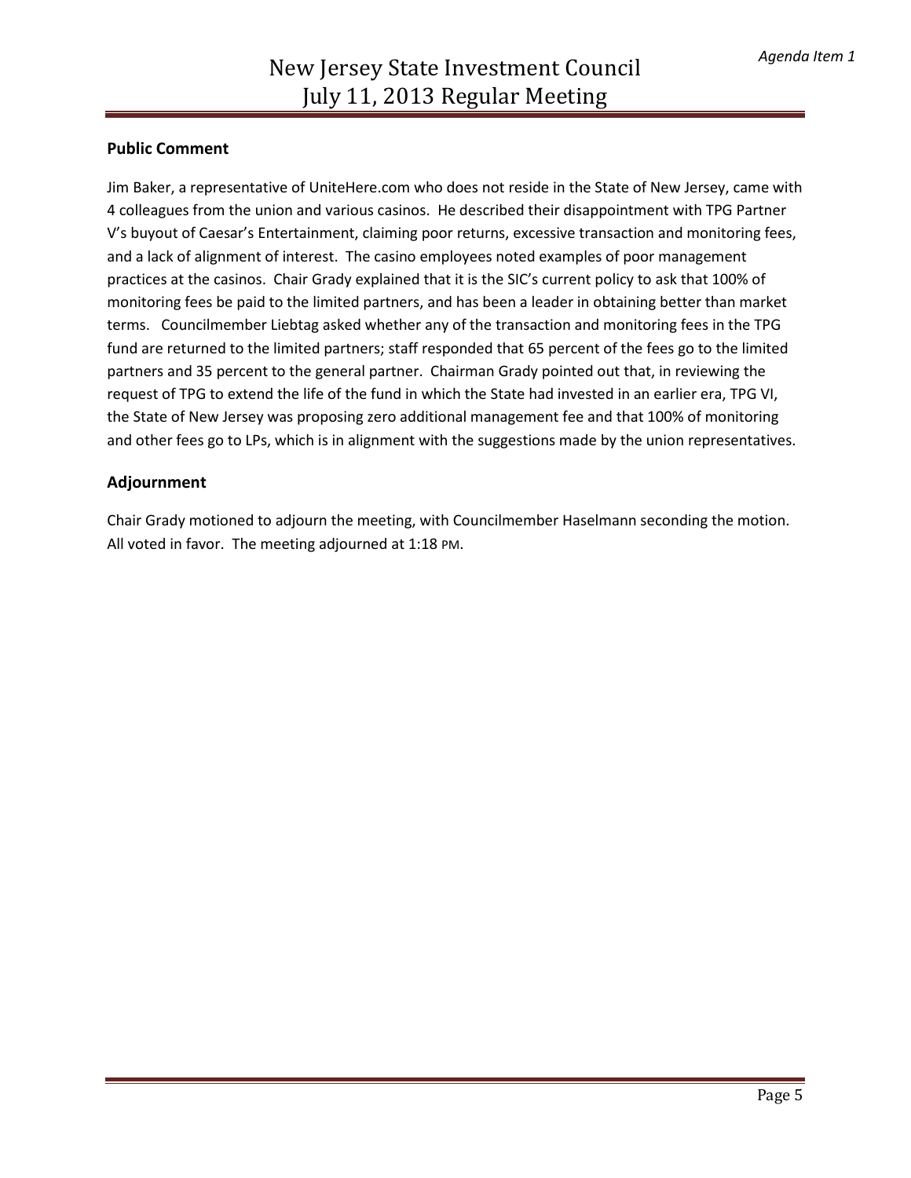## Public Comment

Jim Baker, a representative of UniteHere.com who does not reside in the State of New Jersey, came with 4 colleagues from the union and various casinos. He described their disappointment with TPG Partner V's buyout of Caesar's Entertainment, claiming poor returns, excessive transaction and monitoring fees, and a lack of alignment of interest. The casino employees noted examples of poor management practices at the casinos. Chair Grady explained that it is the SIC's current policy to ask that 100% of monitoring fees be paid to the limited partners, and has been a leader in obtaining better than market terms. Councilmember Liebtag asked whether any of the transaction and monitoring fees in the TPG fund are returned to the limited partners; staff responded that 65 percent of the fees go to the limited partners and 35 percent to the general partner. Chairman Grady pointed out that, in reviewing the request of TPG to extend the life of the fund in which the State had invested in an earlier era, TPG VI, the State of New Jersey was proposing zero additional management fee and that 100% of monitoring and other fees go to LPs, which is in alignment with the suggestions made by the union representatives.

## Adjournment

Chair Grady motioned to adjourn the meeting, with Councilmember Haselmann seconding the motion. All voted in favor. The meeting adjourned at 1:18 PM.